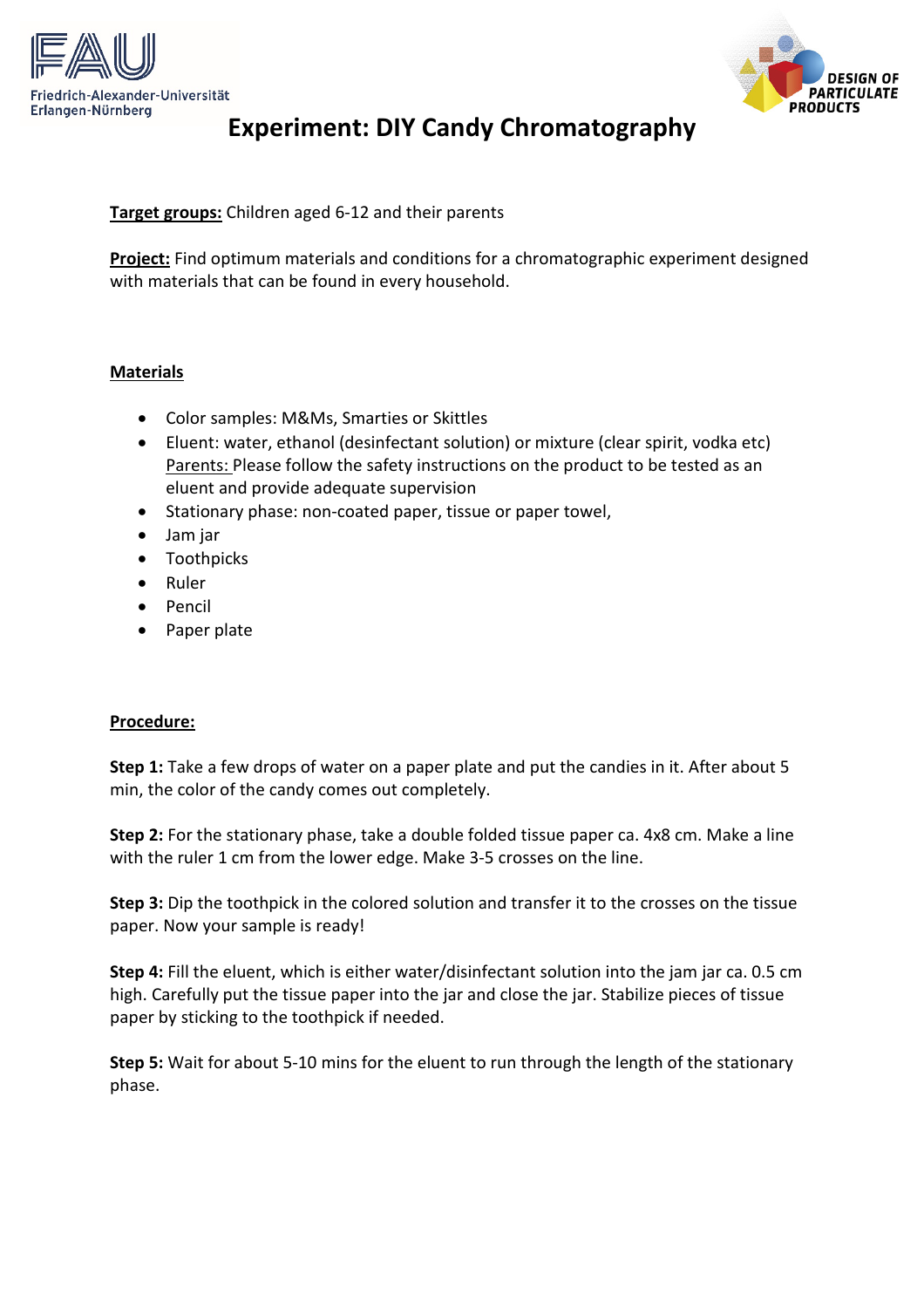# Experiment: DIY Candy Chromatography

**Target groups:** Children aged 6-12 and their parents

**Project:** Find optimum materials and conditions for a chromatographic experiment designed with materials that can be found in every household.

## Materials

- Color samples: M&Ms, Smarties or Skittles
- Eluent: water, ethanol (desinfectant solution) or mixture (clear spirit, vodka etc) Parents: Please follow the safety instructions on the product to be tested as an eluent and provide adequate supervision
- Stationary phase: non-coated paper, tissue or paper towel,
- Jam jar
- Toothpicks
- Ruler
- Pencil
- Paper plate

## Procedure:

**Step 1:** Take a few drops of water on a paper plate and put the candies in it. After about 5 min, the color of the candy comes out completely.

**Step 2:** For the stationary phase, take a double folded tissue paper ca. 4x8 cm. Make a line with the ruler 1 cm from the lower edge. Make 3-5 crosses on the line.

**Step 3:** Dip the toothpick in the colored solution and transfer it to the crosses on the tissue paper. Now your sample is ready!

**Step 4:** Fill the eluent, which is either water/disinfectant solution into the jam jar ca. 0.5 cm high. Carefully put the tissue paper into the jar and close the jar. Stabilize pieces of tissue paper by sticking to the toothpick if needed.

**Step 5:** Wait for about 5-10 mins for the eluent to run through the length of the stationary phase.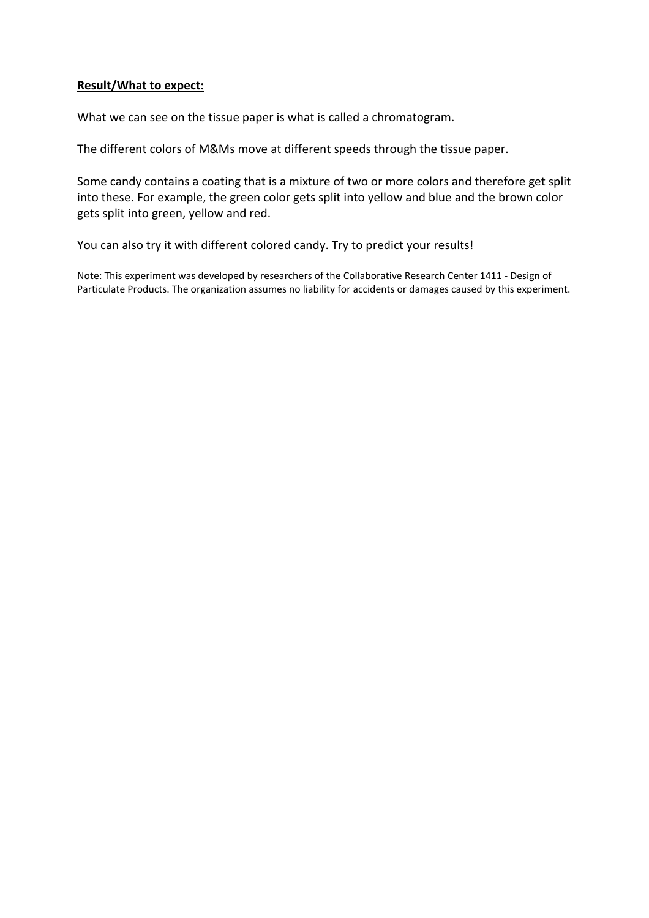**<u>Result/What to expect:</u>**

What we can see on the tissue paper is what is called a chromatogram.

The different colors of M&Ms move at different speeds through the tissue paper.

Some candy contains a coating that is a mixture of two or more colors and therefore get split into these. For example, the green color gets split into yellow and blue and the brown color gets split into green, yellow and red.

You can also try it with different colored candy. Try to predict your results!

Note: This experiment was developed by researchers of the Collaborative Research Center 1411 - Design of Particulate Products. The organization assumes no liability for accidents or damages caused by this experiment.